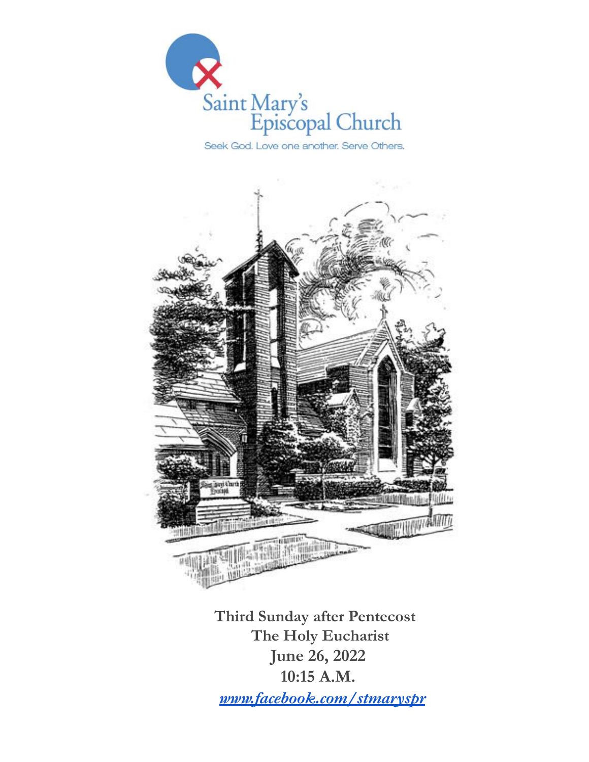Saint Mary's Episcopal Church

Seek God. Love one another. Serve Others.

**Third Sunday after Pentecost**

**The Holy Eucharist**

**June 26, 2022**

**10:15 A.M.**

[*www.facebook.com/stmaryspr*](http://www.facebook.com/stmaryspr)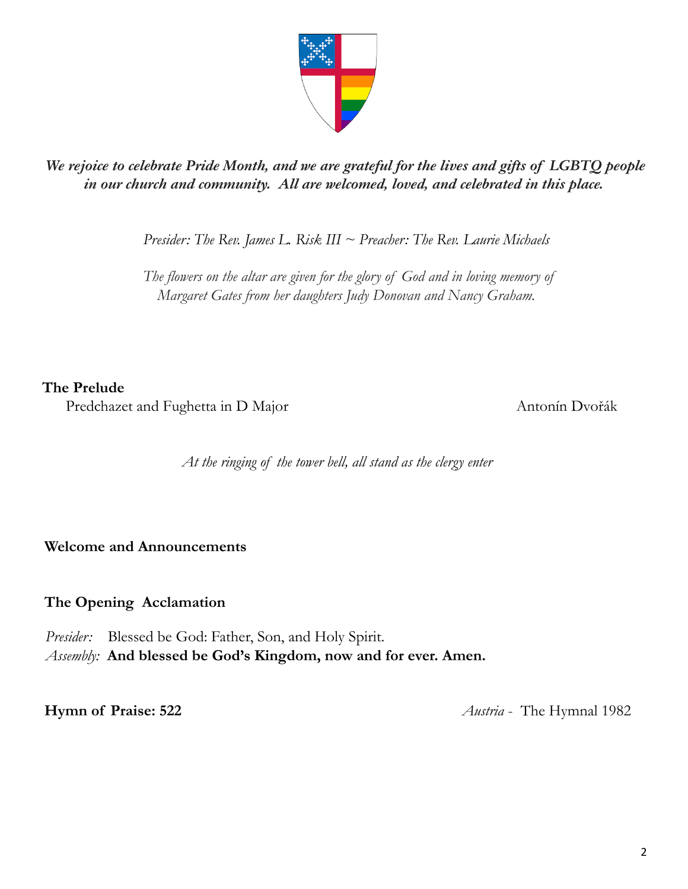***We rejoice to celebrate Pride Month, and we are grateful for the lives and gifts of LGBTQ people in our church and community. All are welcomed, loved, and celebrated in this place.***

*Presider: The Rev. James L. Risk III ~ Preacher: The Rev. Laurie Michaels*

*The flowers on the altar are given for the glory of God and in loving memory of Margaret Gates from her daughters Judy Donovan and Nancy Graham.*

**The Prelude**

Predchazet and Fughetta in D Major — Antonín Dvořák

*At the ringing of the tower bell, all stand as the clergy enter*

**Welcome and Announcements**

**The Opening Acclamation**

*Presider:* Blessed be God: Father, Son, and Holy Spirit.
*Assembly:* **And blessed be God's Kingdom, now and for ever. Amen.**

**Hymn of Praise: 522** — *Austria* - The Hymnal 1982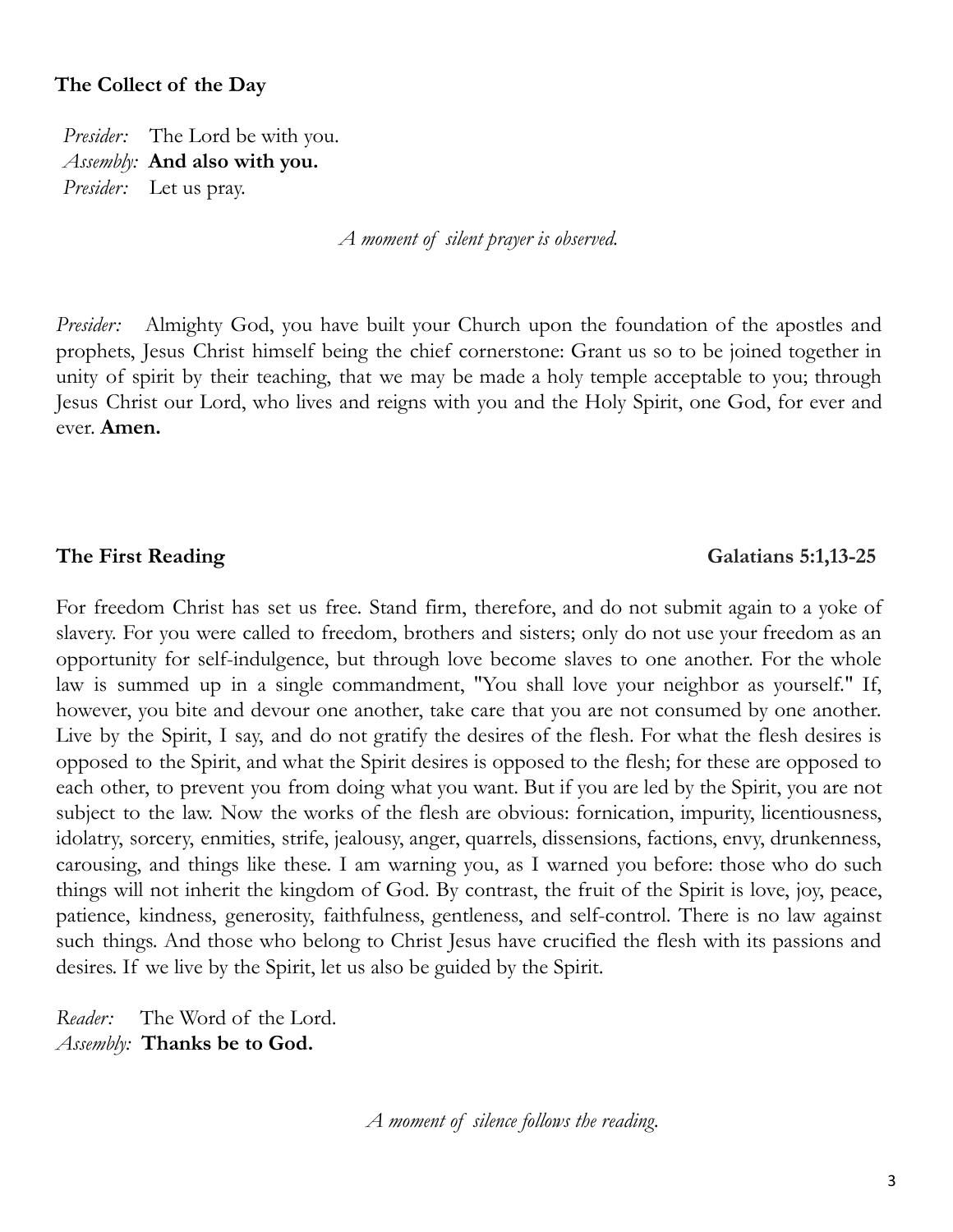**The Collect of the Day**

*Presider:* The Lord be with you.
*Assembly:* **And also with you.**
*Presider:* Let us pray.

*A moment of silent prayer is observed.*

*Presider:* Almighty God, you have built your Church upon the foundation of the apostles and prophets, Jesus Christ himself being the chief cornerstone: Grant us so to be joined together in unity of spirit by their teaching, that we may be made a holy temple acceptable to you; through Jesus Christ our Lord, who lives and reigns with you and the Holy Spirit, one God, for ever and ever. **Amen.**

**The First Reading** **Galatians 5:1,13-25**

For freedom Christ has set us free. Stand firm, therefore, and do not submit again to a yoke of slavery. For you were called to freedom, brothers and sisters; only do not use your freedom as an opportunity for self-indulgence, but through love become slaves to one another. For the whole law is summed up in a single commandment, "You shall love your neighbor as yourself." If, however, you bite and devour one another, take care that you are not consumed by one another. Live by the Spirit, I say, and do not gratify the desires of the flesh. For what the flesh desires is opposed to the Spirit, and what the Spirit desires is opposed to the flesh; for these are opposed to each other, to prevent you from doing what you want. But if you are led by the Spirit, you are not subject to the law. Now the works of the flesh are obvious: fornication, impurity, licentiousness, idolatry, sorcery, enmities, strife, jealousy, anger, quarrels, dissensions, factions, envy, drunkenness, carousing, and things like these. I am warning you, as I warned you before: those who do such things will not inherit the kingdom of God. By contrast, the fruit of the Spirit is love, joy, peace, patience, kindness, generosity, faithfulness, gentleness, and self-control. There is no law against such things. And those who belong to Christ Jesus have crucified the flesh with its passions and desires. If we live by the Spirit, let us also be guided by the Spirit.

*Reader:* The Word of the Lord.
*Assembly:* **Thanks be to God.**

*A moment of silence follows the reading.*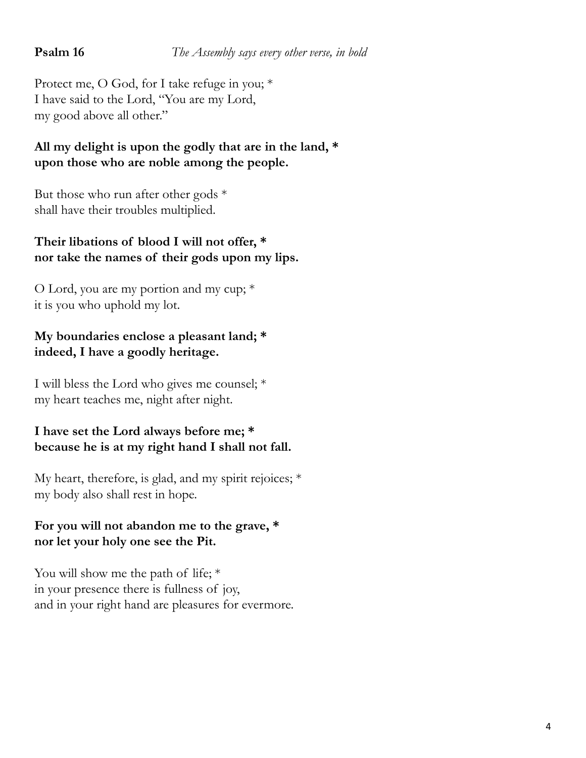**Psalm 16** *The Assembly says every other verse, in bold*

Protect me, O God, for I take refuge in you; *
I have said to the Lord, "You are my Lord,
my good above all other."

**All my delight is upon the godly that are in the land, ***
**upon those who are noble among the people.**

But those who run after other gods *
shall have their troubles multiplied.

**Their libations of blood I will not offer, ***
**nor take the names of their gods upon my lips.**

O Lord, you are my portion and my cup; *
it is you who uphold my lot.

**My boundaries enclose a pleasant land; ***
**indeed, I have a goodly heritage.**

I will bless the Lord who gives me counsel; *
my heart teaches me, night after night.

**I have set the Lord always before me; ***
**because he is at my right hand I shall not fall.**

My heart, therefore, is glad, and my spirit rejoices; *
my body also shall rest in hope.

**For you will not abandon me to the grave, ***
**nor let your holy one see the Pit.**

You will show me the path of life; *
in your presence there is fullness of joy,
and in your right hand are pleasures for evermore.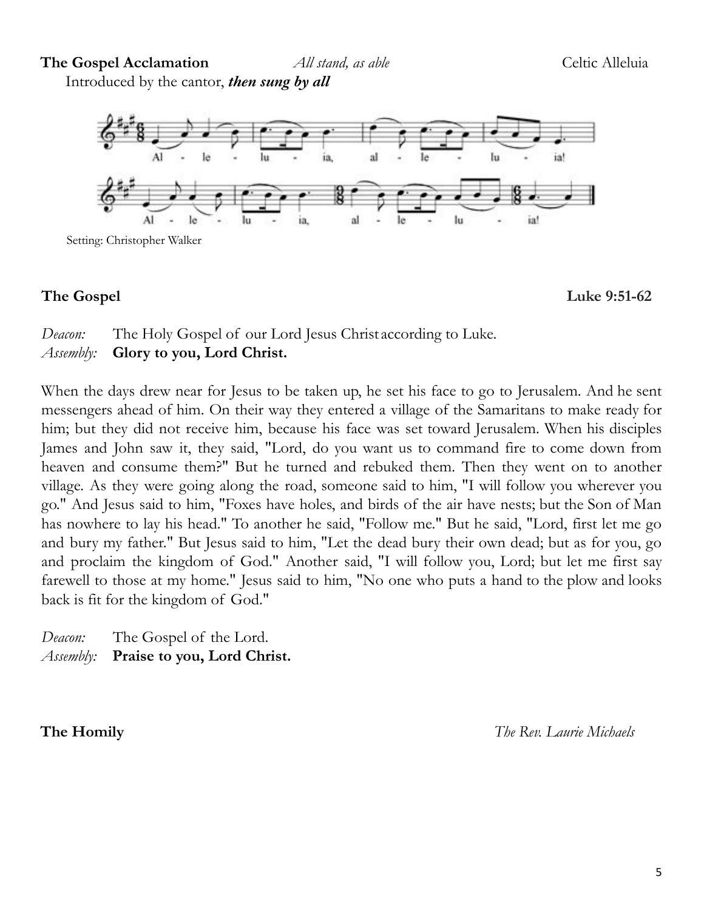**The Gospel Acclamation** *All stand, as able* Celtic Alleluia

Introduced by the cantor, ***then sung by all***

Setting: Christopher Walker

**The Gospel** **Luke 9:51-62**

*Deacon:* The Holy Gospel of our Lord Jesus Christ according to Luke.
*Assembly:* **Glory to you, Lord Christ.**

When the days drew near for Jesus to be taken up, he set his face to go to Jerusalem. And he sent messengers ahead of him. On their way they entered a village of the Samaritans to make ready for him; but they did not receive him, because his face was set toward Jerusalem. When his disciples James and John saw it, they said, "Lord, do you want us to command fire to come down from heaven and consume them?" But he turned and rebuked them. Then they went on to another village. As they were going along the road, someone said to him, "I will follow you wherever you go." And Jesus said to him, "Foxes have holes, and birds of the air have nests; but the Son of Man has nowhere to lay his head." To another he said, "Follow me." But he said, "Lord, first let me go and bury my father." But Jesus said to him, "Let the dead bury their own dead; but as for you, go and proclaim the kingdom of God." Another said, "I will follow you, Lord; but let me first say farewell to those at my home." Jesus said to him, "No one who puts a hand to the plow and looks back is fit for the kingdom of God."

*Deacon:* The Gospel of the Lord.
*Assembly:* **Praise to you, Lord Christ.**

**The Homily** *The Rev. Laurie Michaels*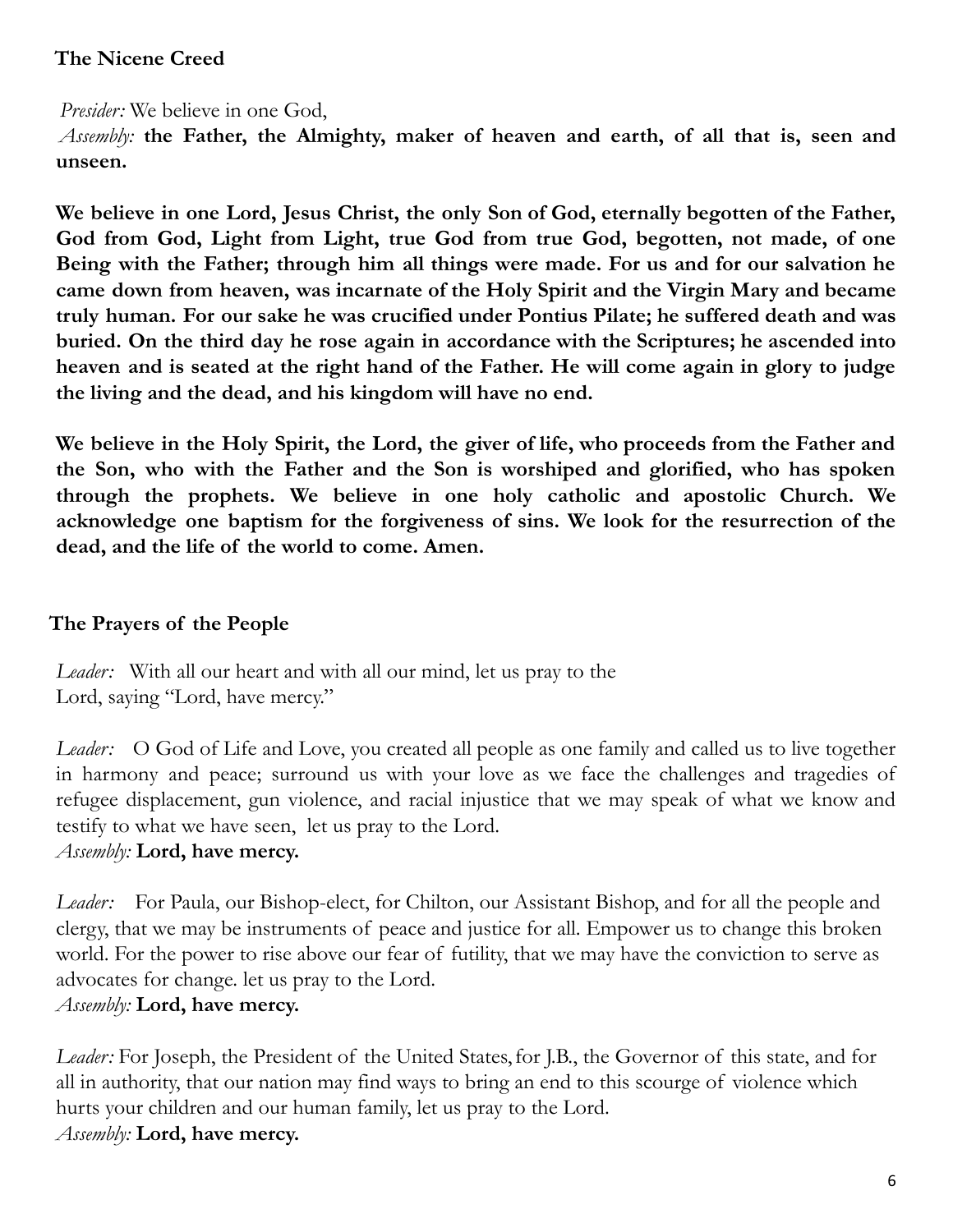## The Nicene Creed

*Presider:* We believe in one God,
*Assembly:* **the Father, the Almighty, maker of heaven and earth, of all that is, seen and unseen.**

**We believe in one Lord, Jesus Christ, the only Son of God, eternally begotten of the Father, God from God, Light from Light, true God from true God, begotten, not made, of one Being with the Father; through him all things were made. For us and for our salvation he came down from heaven, was incarnate of the Holy Spirit and the Virgin Mary and became truly human. For our sake he was crucified under Pontius Pilate; he suffered death and was buried. On the third day he rose again in accordance with the Scriptures; he ascended into heaven and is seated at the right hand of the Father. He will come again in glory to judge the living and the dead, and his kingdom will have no end.**

**We believe in the Holy Spirit, the Lord, the giver of life, who proceeds from the Father and the Son, who with the Father and the Son is worshiped and glorified, who has spoken through the prophets. We believe in one holy catholic and apostolic Church. We acknowledge one baptism for the forgiveness of sins. We look for the resurrection of the dead, and the life of the world to come. Amen.**

## The Prayers of the People

*Leader:* With all our heart and with all our mind, let us pray to the Lord, saying "Lord, have mercy."

*Leader:* O God of Life and Love, you created all people as one family and called us to live together in harmony and peace; surround us with your love as we face the challenges and tragedies of refugee displacement, gun violence, and racial injustice that we may speak of what we know and testify to what we have seen, let us pray to the Lord.
*Assembly:* **Lord, have mercy.**

*Leader:* For Paula, our Bishop-elect, for Chilton, our Assistant Bishop, and for all the people and clergy, that we may be instruments of peace and justice for all. Empower us to change this broken world. For the power to rise above our fear of futility, that we may have the conviction to serve as advocates for change. let us pray to the Lord.
*Assembly:* **Lord, have mercy.**

*Leader:* For Joseph, the President of the United States, for J.B., the Governor of this state, and for all in authority, that our nation may find ways to bring an end to this scourge of violence which hurts your children and our human family, let us pray to the Lord.
*Assembly:* **Lord, have mercy.**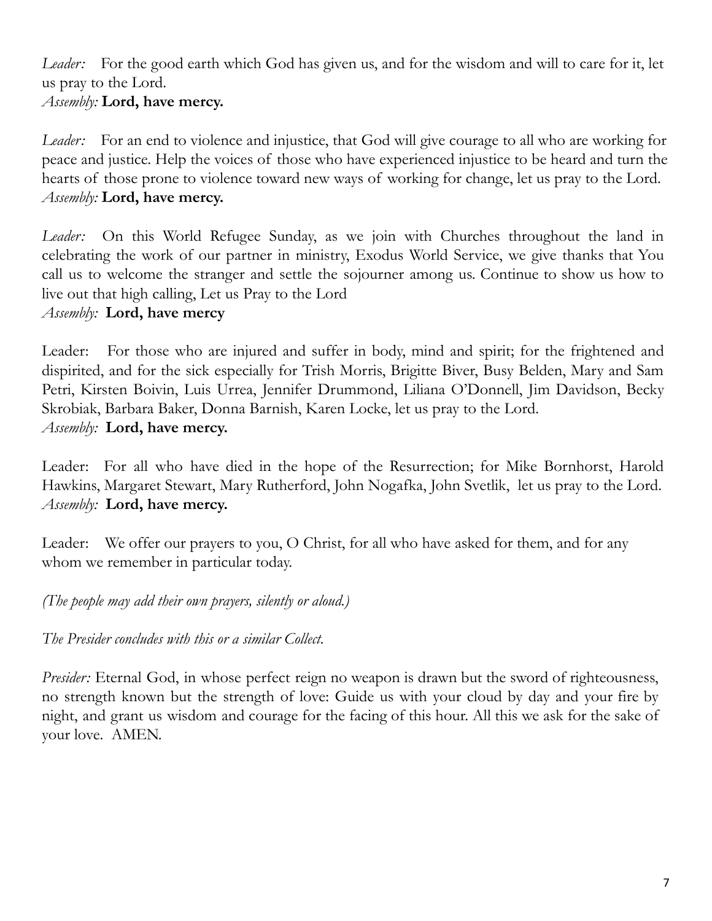*Leader:* For the good earth which God has given us, and for the wisdom and will to care for it, let us pray to the Lord.
*Assembly:* **Lord, have mercy.**

*Leader:* For an end to violence and injustice, that God will give courage to all who are working for peace and justice. Help the voices of those who have experienced injustice to be heard and turn the hearts of those prone to violence toward new ways of working for change, let us pray to the Lord.
*Assembly:* **Lord, have mercy.**

*Leader:* On this World Refugee Sunday, as we join with Churches throughout the land in celebrating the work of our partner in ministry, Exodus World Service, we give thanks that You call us to welcome the stranger and settle the sojourner among us. Continue to show us how to live out that high calling, Let us Pray to the Lord
*Assembly:* **Lord, have mercy**

Leader: For those who are injured and suffer in body, mind and spirit; for the frightened and dispirited, and for the sick especially for Trish Morris, Brigitte Biver, Busy Belden, Mary and Sam Petri, Kirsten Boivin, Luis Urrea, Jennifer Drummond, Liliana O'Donnell, Jim Davidson, Becky Skrobiak, Barbara Baker, Donna Barnish, Karen Locke, let us pray to the Lord.
*Assembly:* **Lord, have mercy.**

Leader: For all who have died in the hope of the Resurrection; for Mike Bornhorst, Harold Hawkins, Margaret Stewart, Mary Rutherford, John Nogafka, John Svetlik, let us pray to the Lord.
*Assembly:* **Lord, have mercy.**

Leader: We offer our prayers to you, O Christ, for all who have asked for them, and for any whom we remember in particular today.

*(The people may add their own prayers, silently or aloud.)*

*The Presider concludes with this or a similar Collect.*

*Presider:* Eternal God, in whose perfect reign no weapon is drawn but the sword of righteousness, no strength known but the strength of love: Guide us with your cloud by day and your fire by night, and grant us wisdom and courage for the facing of this hour. All this we ask for the sake of your love. AMEN.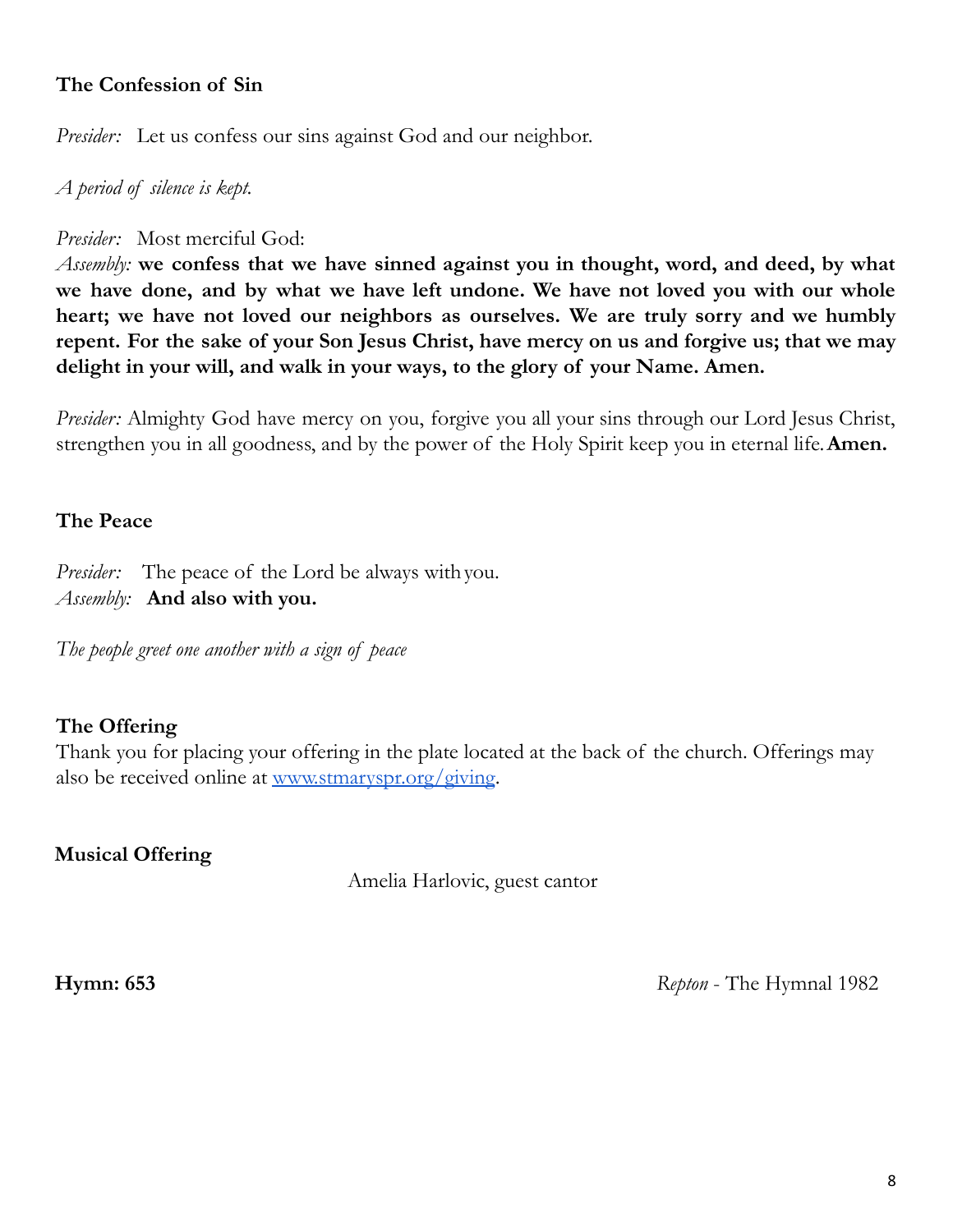### The Confession of Sin

*Presider:* Let us confess our sins against God and our neighbor.

*A period of silence is kept.*

*Presider:* Most merciful God:
*Assembly:* **we confess that we have sinned against you in thought, word, and deed, by what we have done, and by what we have left undone. We have not loved you with our whole heart; we have not loved our neighbors as ourselves. We are truly sorry and we humbly repent. For the sake of your Son Jesus Christ, have mercy on us and forgive us; that we may delight in your will, and walk in your ways, to the glory of your Name. Amen.**

*Presider:* Almighty God have mercy on you, forgive you all your sins through our Lord Jesus Christ, strengthen you in all goodness, and by the power of the Holy Spirit keep you in eternal life. **Amen.**

### The Peace

*Presider:* The peace of the Lord be always with you.
*Assembly:* **And also with you.**

*The people greet one another with a sign of peace*

### The Offering

Thank you for placing your offering in the plate located at the back of the church. Offerings may also be received online at [www.stmaryspr.org/giving](www.stmaryspr.org/giving).

### Musical Offering

Amelia Harlovic, guest cantor

**Hymn: 653** *Repton* - The Hymnal 1982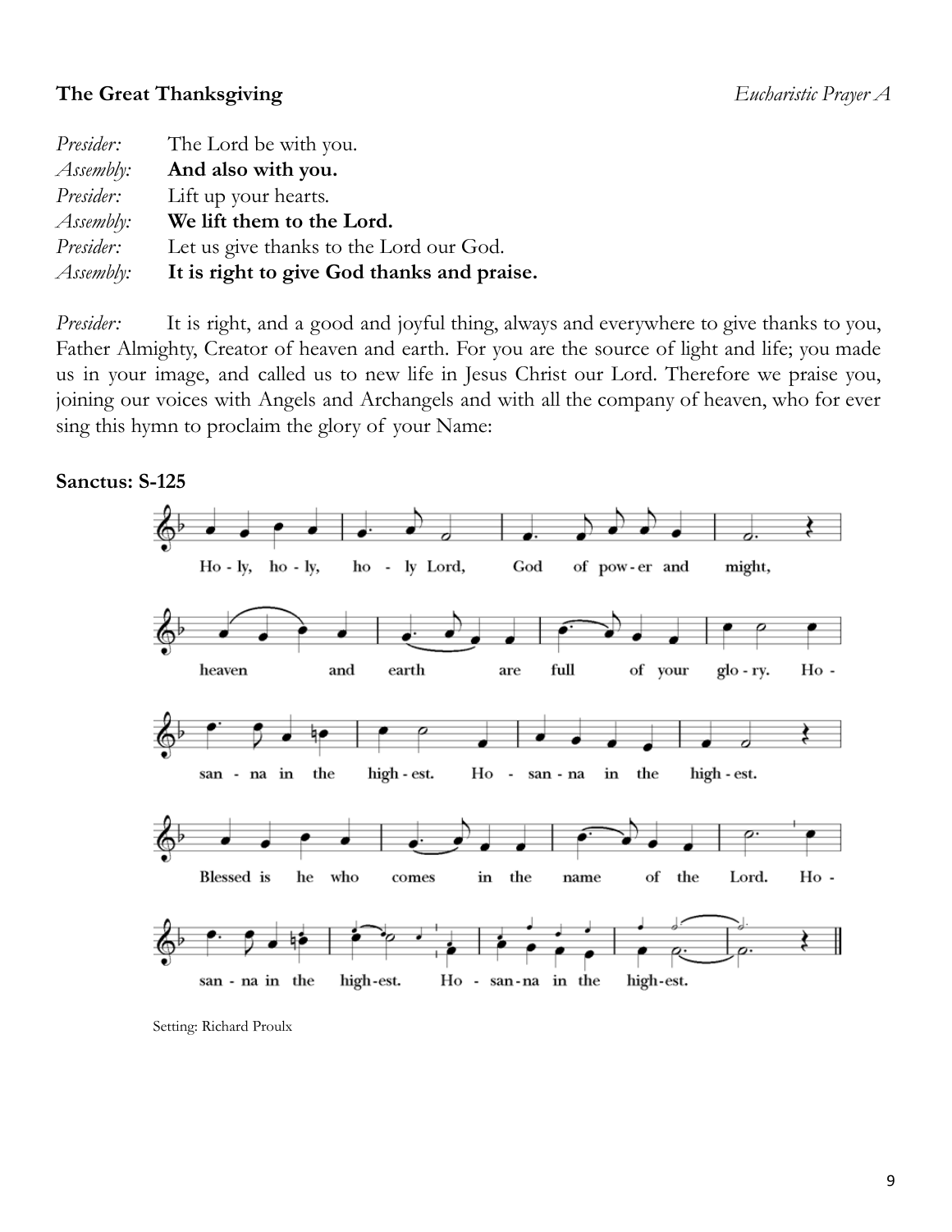**The Great Thanksgiving** *Eucharistic Prayer A*

*Presider:* The Lord be with you.
*Assembly:* **And also with you.**
*Presider:* Lift up your hearts.
*Assembly:* **We lift them to the Lord.**
*Presider:* Let us give thanks to the Lord our God.
*Assembly:* **It is right to give God thanks and praise.**

*Presider:* It is right, and a good and joyful thing, always and everywhere to give thanks to you, Father Almighty, Creator of heaven and earth. For you are the source of light and life; you made us in your image, and called us to new life in Jesus Christ our Lord. Therefore we praise you, joining our voices with Angels and Archangels and with all the company of heaven, who for ever sing this hymn to proclaim the glory of your Name:

**Sanctus: S-125**

Ho - ly, ho - ly, ho - ly Lord, God of pow - er and might,
heaven and earth are full of your glo - ry. Ho -
san - na in the high - est. Ho - san - na in the high - est.
Blessed is he who comes in the name of the Lord. Ho -
san - na in the high-est. Ho - san-na in the high-est.

Setting: Richard Proulx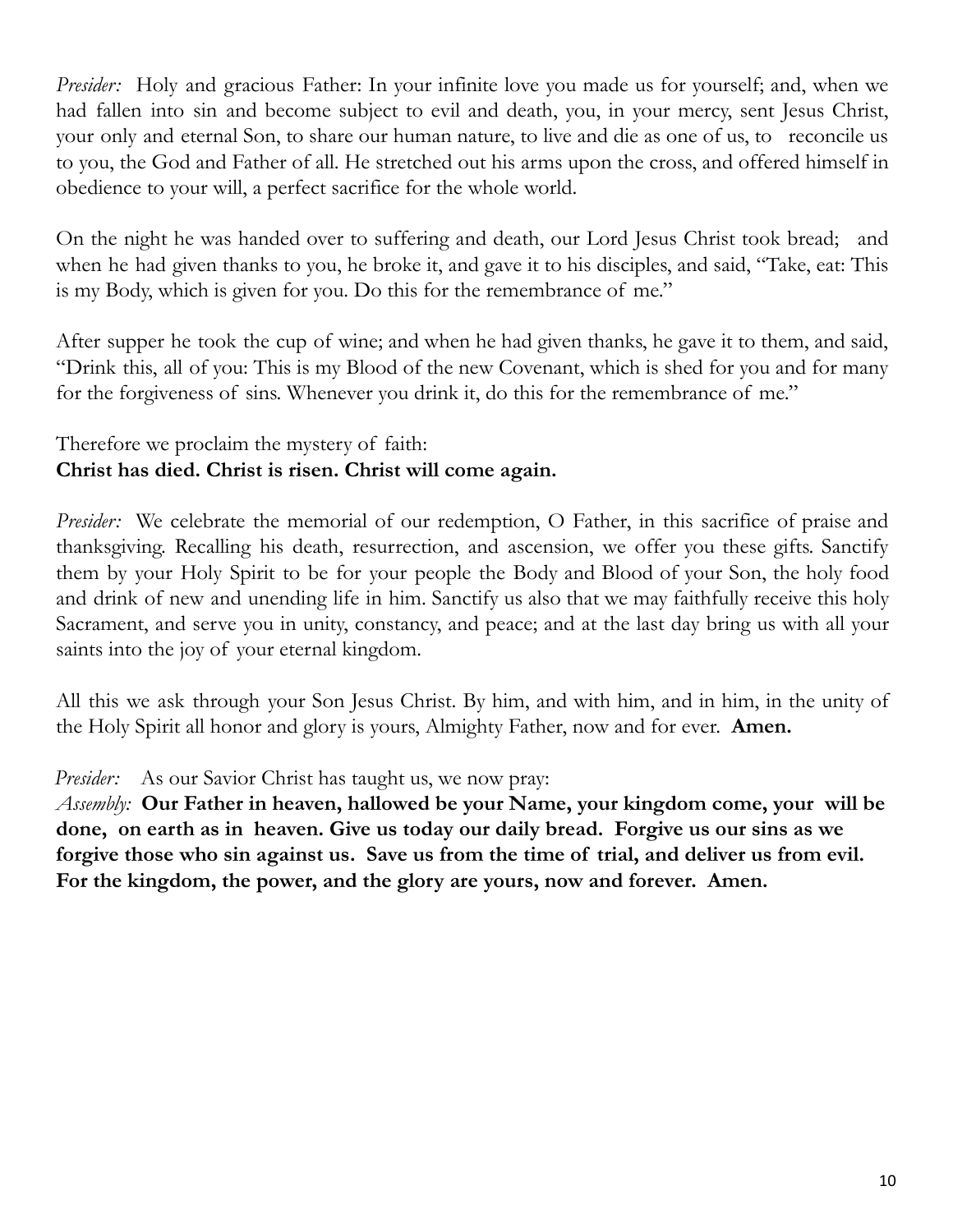*Presider:* Holy and gracious Father: In your infinite love you made us for yourself; and, when we had fallen into sin and become subject to evil and death, you, in your mercy, sent Jesus Christ, your only and eternal Son, to share our human nature, to live and die as one of us, to reconcile us to you, the God and Father of all. He stretched out his arms upon the cross, and offered himself in obedience to your will, a perfect sacrifice for the whole world.

On the night he was handed over to suffering and death, our Lord Jesus Christ took bread; and when he had given thanks to you, he broke it, and gave it to his disciples, and said, "Take, eat: This is my Body, which is given for you. Do this for the remembrance of me."

After supper he took the cup of wine; and when he had given thanks, he gave it to them, and said, "Drink this, all of you: This is my Blood of the new Covenant, which is shed for you and for many for the forgiveness of sins. Whenever you drink it, do this for the remembrance of me."

Therefore we proclaim the mystery of faith:
**Christ has died. Christ is risen. Christ will come again.**

*Presider:* We celebrate the memorial of our redemption, O Father, in this sacrifice of praise and thanksgiving. Recalling his death, resurrection, and ascension, we offer you these gifts. Sanctify them by your Holy Spirit to be for your people the Body and Blood of your Son, the holy food and drink of new and unending life in him. Sanctify us also that we may faithfully receive this holy Sacrament, and serve you in unity, constancy, and peace; and at the last day bring us with all your saints into the joy of your eternal kingdom.

All this we ask through your Son Jesus Christ. By him, and with him, and in him, in the unity of the Holy Spirit all honor and glory is yours, Almighty Father, now and for ever. **Amen.**

*Presider:* As our Savior Christ has taught us, we now pray:
*Assembly:* **Our Father in heaven, hallowed be your Name, your kingdom come, your will be done, on earth as in heaven. Give us today our daily bread. Forgive us our sins as we forgive those who sin against us. Save us from the time of trial, and deliver us from evil. For the kingdom, the power, and the glory are yours, now and forever. Amen.**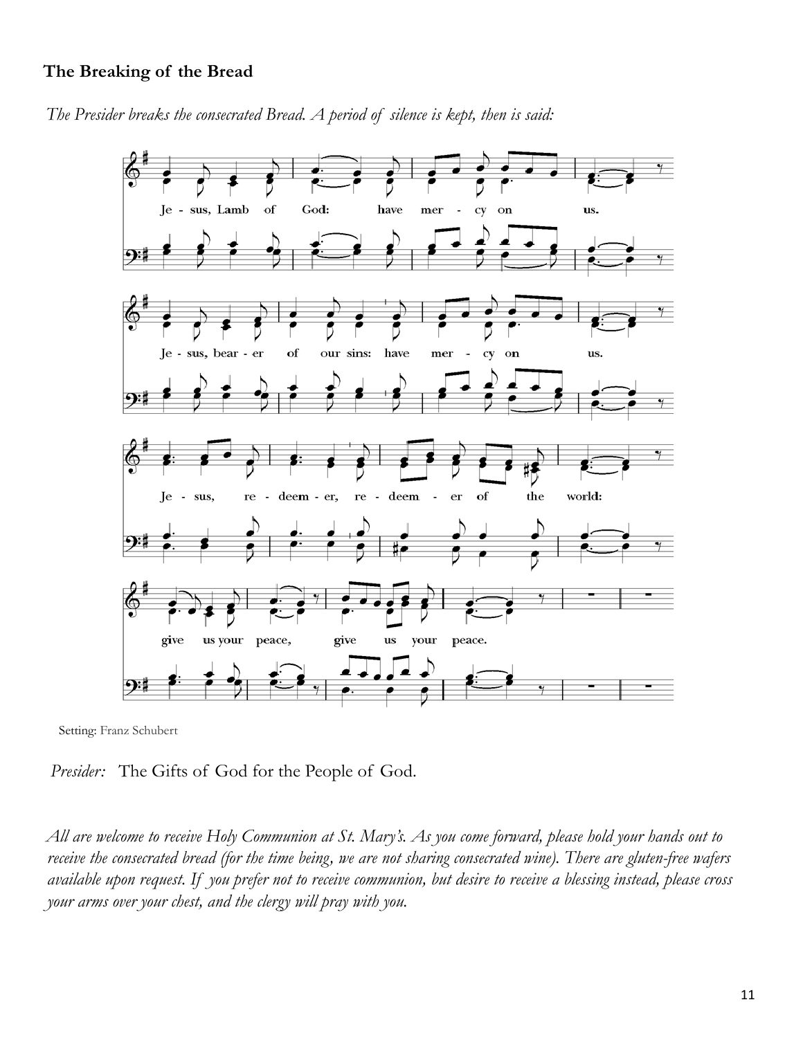### The Breaking of the Bread

*The Presider breaks the consecrated Bread. A period of silence is kept, then is said:*

Je - sus, Lamb of God: have mer - cy on us.

Je - sus, bear - er of our sins: have mer - cy on us.

Je - sus, re - deem - er, re - deem - er of the world:

give us your peace, give us your peace.

Setting: Franz Schubert

*Presider:* The Gifts of God for the People of God.

*All are welcome to receive Holy Communion at St. Mary's. As you come forward, please hold your hands out to receive the consecrated bread (for the time being, we are not sharing consecrated wine). There are gluten-free wafers available upon request. If you prefer not to receive communion, but desire to receive a blessing instead, please cross your arms over your chest, and the clergy will pray with you.*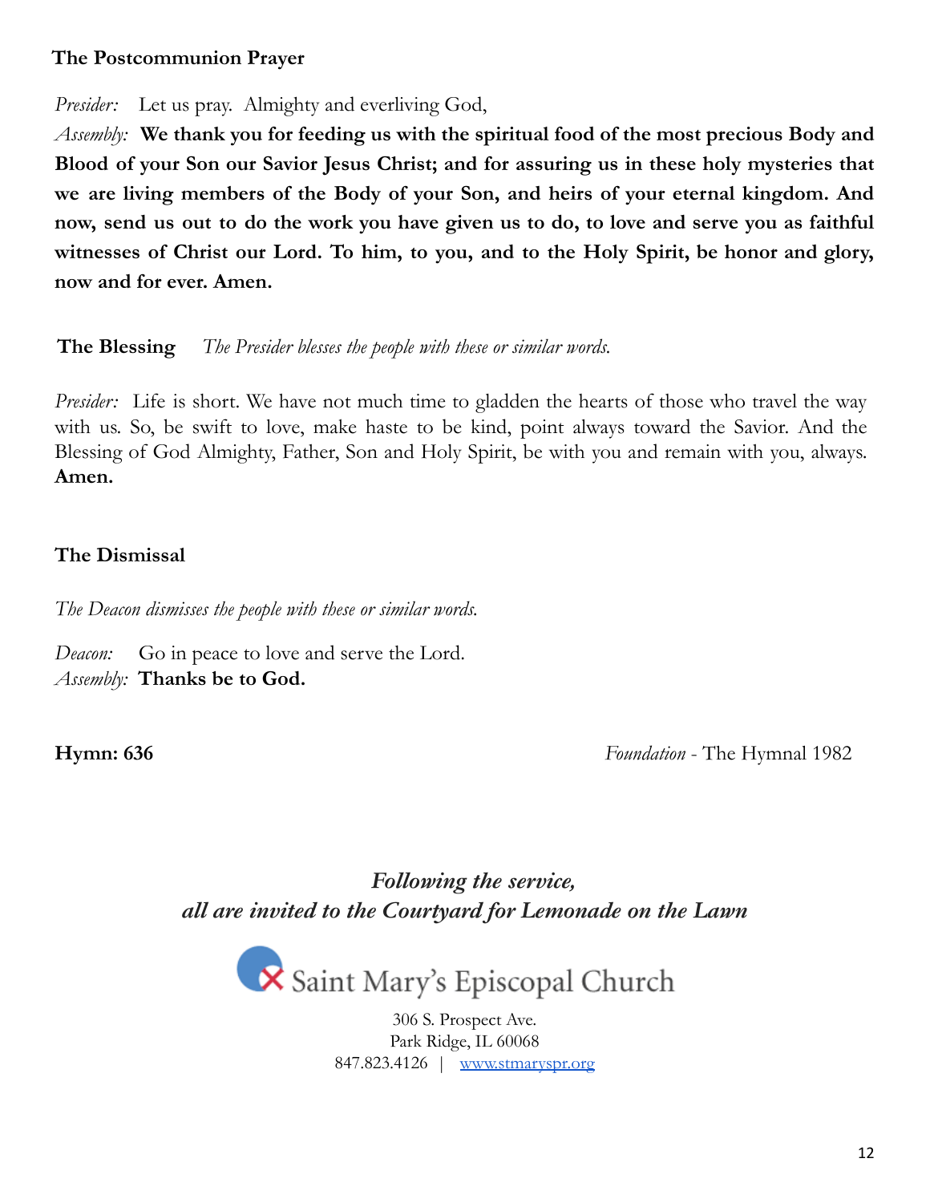### The Postcommunion Prayer

*Presider:* Let us pray. Almighty and everliving God,
*Assembly:* **We thank you for feeding us with the spiritual food of the most precious Body and Blood of your Son our Savior Jesus Christ; and for assuring us in these holy mysteries that we are living members of the Body of your Son, and heirs of your eternal kingdom. And now, send us out to do the work you have given us to do, to love and serve you as faithful witnesses of Christ our Lord. To him, to you, and to the Holy Spirit, be honor and glory, now and for ever. Amen.**

**The Blessing** *The Presider blesses the people with these or similar words.*

*Presider:* Life is short. We have not much time to gladden the hearts of those who travel the way with us. So, be swift to love, make haste to be kind, point always toward the Savior. And the Blessing of God Almighty, Father, Son and Holy Spirit, be with you and remain with you, always. **Amen.**

### The Dismissal

*The Deacon dismisses the people with these or similar words.*

*Deacon:* Go in peace to love and serve the Lord.
*Assembly:* **Thanks be to God.**

**Hymn: 636** *Foundation* - The Hymnal 1982

***Following the service,***
***all are invited to the Courtyard for Lemonade on the Lawn***

Saint Mary's Episcopal Church

306 S. Prospect Ave.
Park Ridge, IL 60068
847.823.4126 | www.stmaryspr.org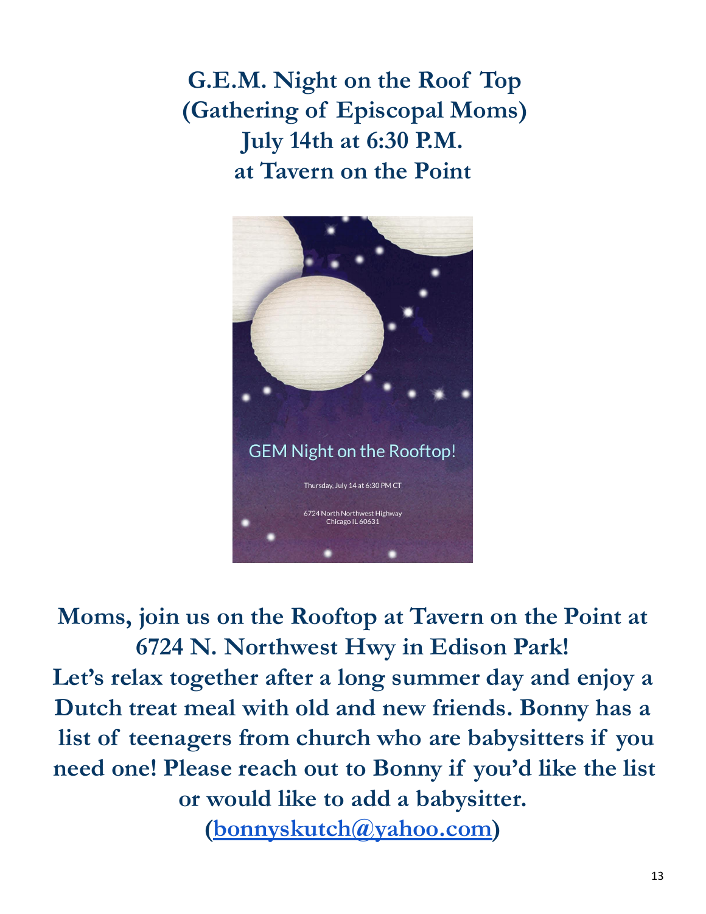# G.E.M. Night on the Roof Top
# (Gathering of Episcopal Moms)
# July 14th at 6:30 P.M.
# at Tavern on the Point

GEM Night on the Rooftop!

Thursday, July 14 at 6:30 PM CT

6724 North Northwest Highway
Chicago IL 60631

**Moms, join us on the Rooftop at Tavern on the Point at 6724 N. Northwest Hwy in Edison Park!**
**Let's relax together after a long summer day and enjoy a Dutch treat meal with old and new friends. Bonny has a list of teenagers from church who are babysitters if you need one! Please reach out to Bonny if you'd like the list or would like to add a babysitter.**
**(bonnyskutch@yahoo.com)**